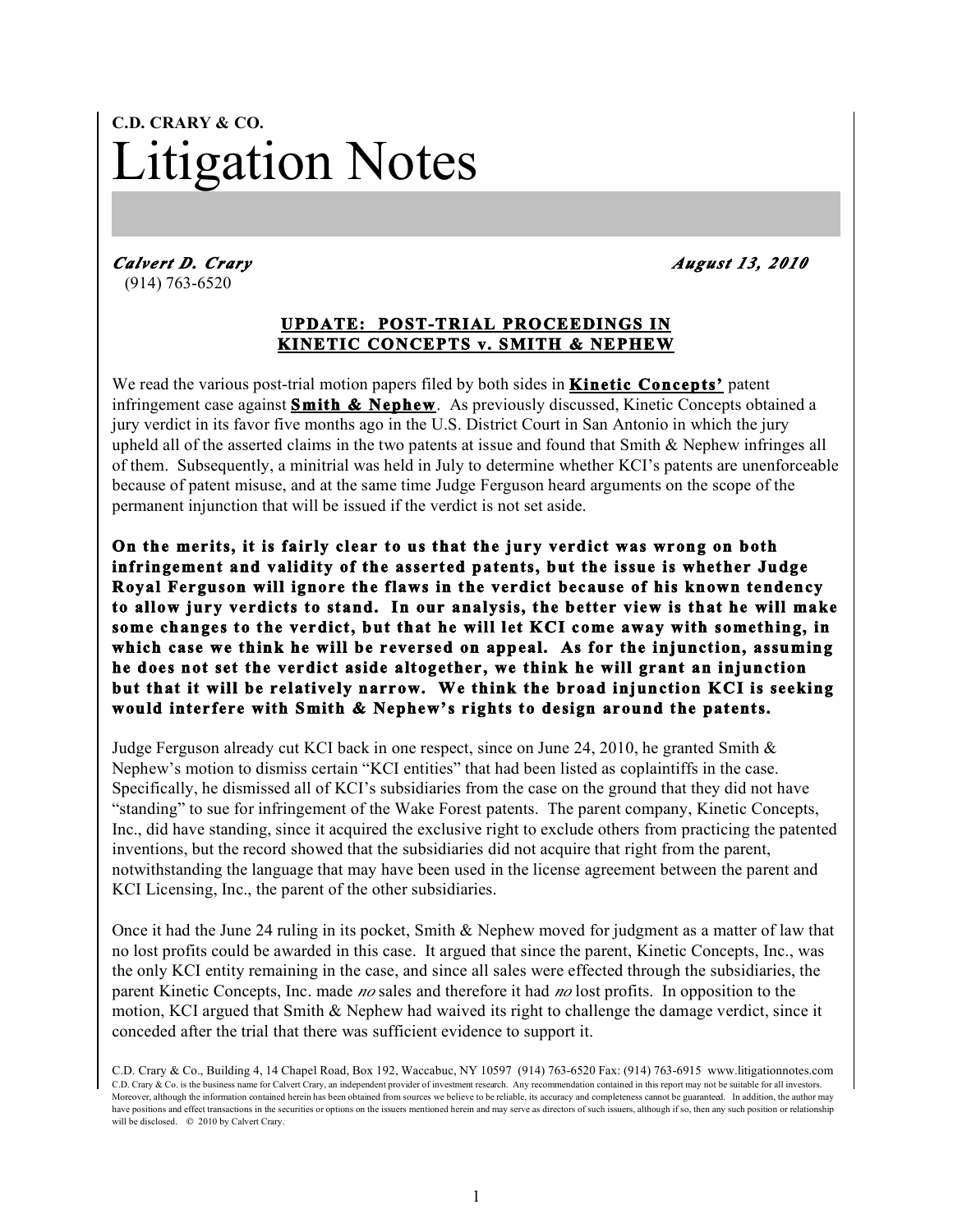**C.D. CRARY & CO.**

# Litigation Notes

***Calvert D. Crary*** (914) 763-6520 ***August 13, 2010***

## UPDATE: POST-TRIAL PROCEEDINGS IN KINETIC CONCEPTS v. SMITH & NEPHEW

We read the various post-trial motion papers filed by both sides in **Kinetic Concepts'** patent infringement case against **Smith & Nephew**. As previously discussed, Kinetic Concepts obtained a jury verdict in its favor five months ago in the U.S. District Court in San Antonio in which the jury upheld all of the asserted claims in the two patents at issue and found that Smith & Nephew infringes all of them. Subsequently, a minitrial was held in July to determine whether KCI's patents are unenforceable because of patent misuse, and at the same time Judge Ferguson heard arguments on the scope of the permanent injunction that will be issued if the verdict is not set aside.

**On the merits, it is fairly clear to us that the jury verdict was wrong on both infringement and validity of the asserted patents, but the issue is whether Judge Royal Ferguson will ignore the flaws in the verdict because of his known tendency to allow jury verdicts to stand. In our analysis, the better view is that he will make some changes to the verdict, but that he will let KCI come away with something, in which case we think he will be reversed on appeal. As for the injunction, assuming he does not set the verdict aside altogether, we think he will grant an injunction but that it will be relatively narrow. We think the broad injunction KCI is seeking would interfere with Smith & Nephew's rights to design around the patents.**

Judge Ferguson already cut KCI back in one respect, since on June 24, 2010, he granted Smith & Nephew's motion to dismiss certain "KCI entities" that had been listed as coplaintiffs in the case. Specifically, he dismissed all of KCI's subsidiaries from the case on the ground that they did not have "standing" to sue for infringement of the Wake Forest patents. The parent company, Kinetic Concepts, Inc., did have standing, since it acquired the exclusive right to exclude others from practicing the patented inventions, but the record showed that the subsidiaries did not acquire that right from the parent, notwithstanding the language that may have been used in the license agreement between the parent and KCI Licensing, Inc., the parent of the other subsidiaries.

Once it had the June 24 ruling in its pocket, Smith & Nephew moved for judgment as a matter of law that no lost profits could be awarded in this case. It argued that since the parent, Kinetic Concepts, Inc., was the only KCI entity remaining in the case, and since all sales were effected through the subsidiaries, the parent Kinetic Concepts, Inc. made *no* sales and therefore it had *no* lost profits. In opposition to the motion, KCI argued that Smith & Nephew had waived its right to challenge the damage verdict, since it conceded after the trial that there was sufficient evidence to support it.

C.D. Crary & Co., Building 4, 14 Chapel Road, Box 192, Waccabuc, NY 10597 (914) 763-6520 Fax: (914) 763-6915 www.litigationnotes.com
C.D. Crary & Co. is the business name for Calvert Crary, an independent provider of investment research. Any recommendation contained in this report may not be suitable for all investors. Moreover, although the information contained herein has been obtained from sources we believe to be reliable, its accuracy and completeness cannot be guaranteed. In addition, the author may have positions and effect transactions in the securities or options on the issuers mentioned herein and may serve as directors of such issuers, although if so, then any such position or relationship will be disclosed. © 2010 by Calvert Crary.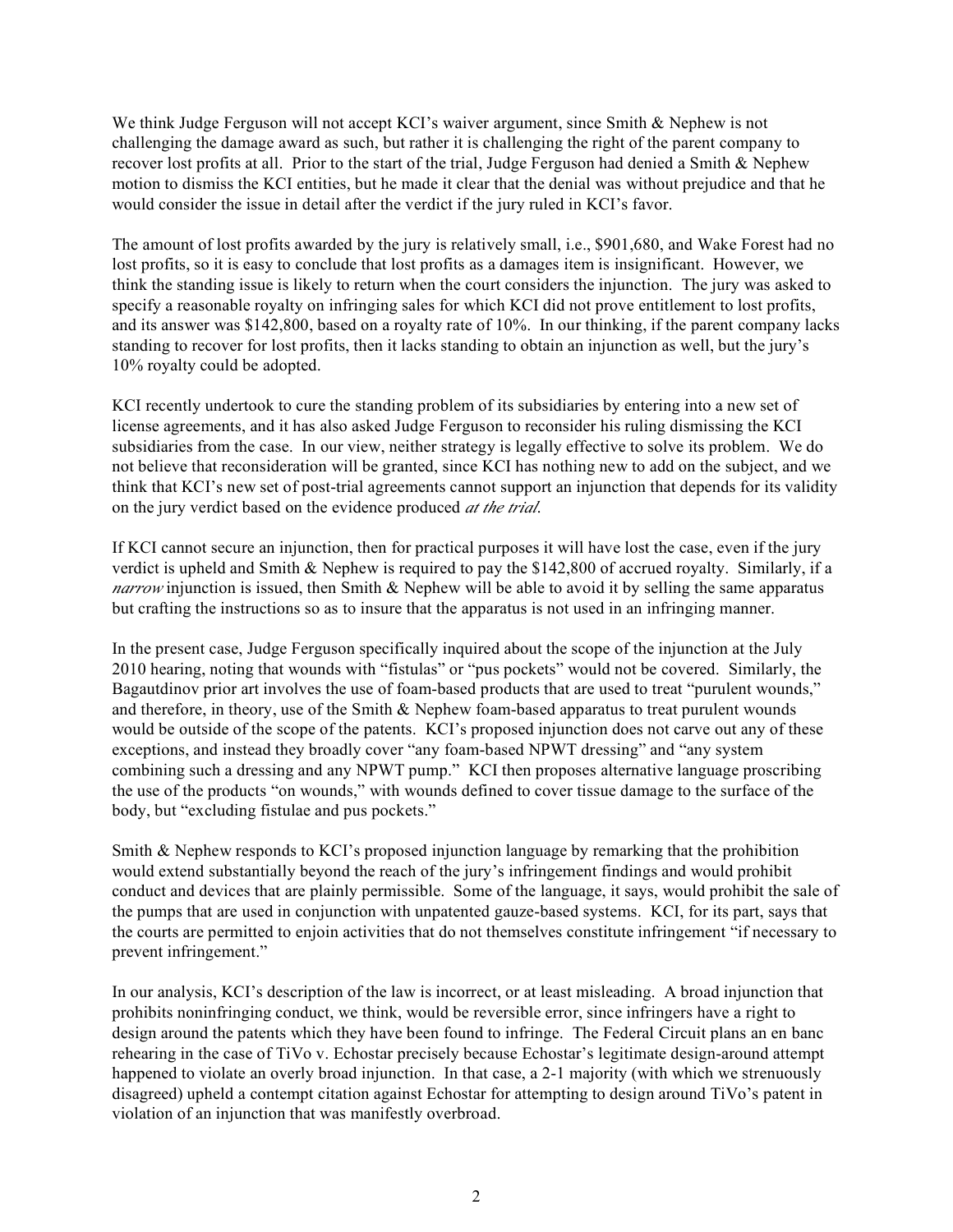We think Judge Ferguson will not accept KCI's waiver argument, since Smith & Nephew is not challenging the damage award as such, but rather it is challenging the right of the parent company to recover lost profits at all. Prior to the start of the trial, Judge Ferguson had denied a Smith & Nephew motion to dismiss the KCI entities, but he made it clear that the denial was without prejudice and that he would consider the issue in detail after the verdict if the jury ruled in KCI's favor.

The amount of lost profits awarded by the jury is relatively small, i.e., $901,680, and Wake Forest had no lost profits, so it is easy to conclude that lost profits as a damages item is insignificant. However, we think the standing issue is likely to return when the court considers the injunction. The jury was asked to specify a reasonable royalty on infringing sales for which KCI did not prove entitlement to lost profits, and its answer was $142,800, based on a royalty rate of 10%. In our thinking, if the parent company lacks standing to recover for lost profits, then it lacks standing to obtain an injunction as well, but the jury's 10% royalty could be adopted.

KCI recently undertook to cure the standing problem of its subsidiaries by entering into a new set of license agreements, and it has also asked Judge Ferguson to reconsider his ruling dismissing the KCI subsidiaries from the case. In our view, neither strategy is legally effective to solve its problem. We do not believe that reconsideration will be granted, since KCI has nothing new to add on the subject, and we think that KCI's new set of post-trial agreements cannot support an injunction that depends for its validity on the jury verdict based on the evidence produced *at the trial*.

If KCI cannot secure an injunction, then for practical purposes it will have lost the case, even if the jury verdict is upheld and Smith & Nephew is required to pay the $142,800 of accrued royalty. Similarly, if a *narrow* injunction is issued, then Smith & Nephew will be able to avoid it by selling the same apparatus but crafting the instructions so as to insure that the apparatus is not used in an infringing manner.

In the present case, Judge Ferguson specifically inquired about the scope of the injunction at the July 2010 hearing, noting that wounds with "fistulas" or "pus pockets" would not be covered. Similarly, the Bagautdinov prior art involves the use of foam-based products that are used to treat "purulent wounds," and therefore, in theory, use of the Smith & Nephew foam-based apparatus to treat purulent wounds would be outside of the scope of the patents. KCI's proposed injunction does not carve out any of these exceptions, and instead they broadly cover "any foam-based NPWT dressing" and "any system combining such a dressing and any NPWT pump." KCI then proposes alternative language proscribing the use of the products "on wounds," with wounds defined to cover tissue damage to the surface of the body, but "excluding fistulae and pus pockets."

Smith & Nephew responds to KCI's proposed injunction language by remarking that the prohibition would extend substantially beyond the reach of the jury's infringement findings and would prohibit conduct and devices that are plainly permissible. Some of the language, it says, would prohibit the sale of the pumps that are used in conjunction with unpatented gauze-based systems. KCI, for its part, says that the courts are permitted to enjoin activities that do not themselves constitute infringement "if necessary to prevent infringement."

In our analysis, KCI's description of the law is incorrect, or at least misleading. A broad injunction that prohibits noninfringing conduct, we think, would be reversible error, since infringers have a right to design around the patents which they have been found to infringe. The Federal Circuit plans an en banc rehearing in the case of TiVo v. Echostar precisely because Echostar's legitimate design-around attempt happened to violate an overly broad injunction. In that case, a 2-1 majority (with which we strenuously disagreed) upheld a contempt citation against Echostar for attempting to design around TiVo's patent in violation of an injunction that was manifestly overbroad.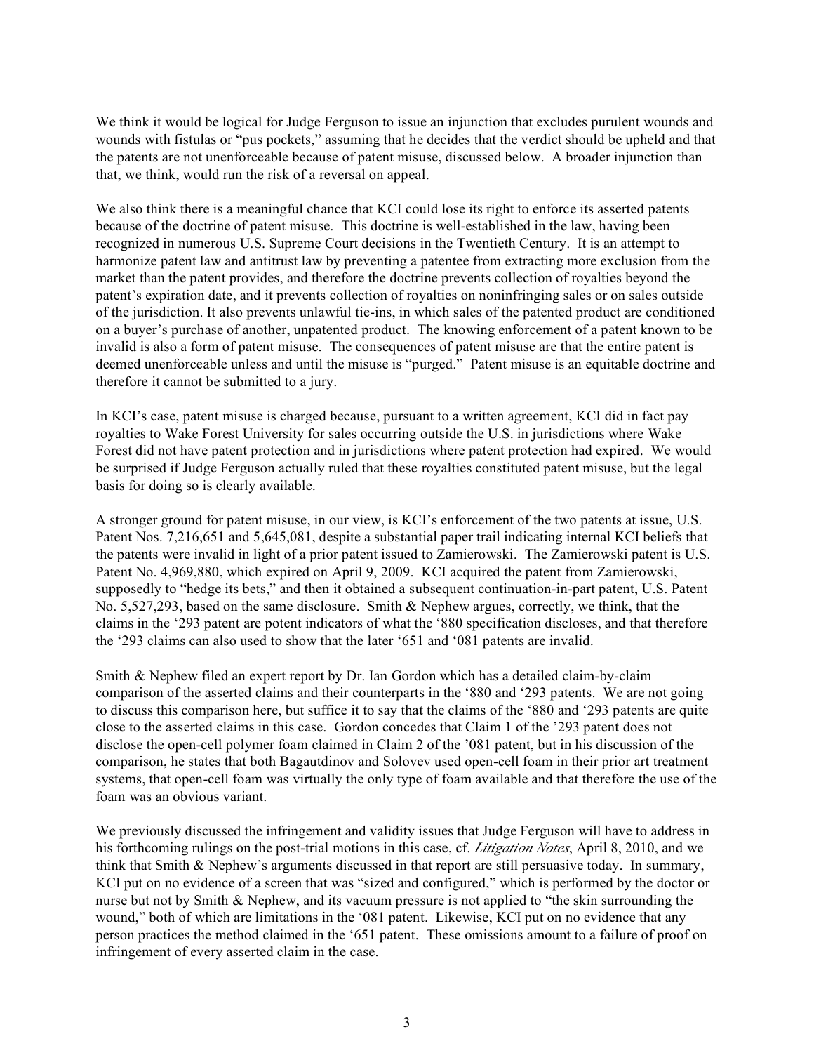We think it would be logical for Judge Ferguson to issue an injunction that excludes purulent wounds and wounds with fistulas or "pus pockets," assuming that he decides that the verdict should be upheld and that the patents are not unenforceable because of patent misuse, discussed below. A broader injunction than that, we think, would run the risk of a reversal on appeal.

We also think there is a meaningful chance that KCI could lose its right to enforce its asserted patents because of the doctrine of patent misuse. This doctrine is well-established in the law, having been recognized in numerous U.S. Supreme Court decisions in the Twentieth Century. It is an attempt to harmonize patent law and antitrust law by preventing a patentee from extracting more exclusion from the market than the patent provides, and therefore the doctrine prevents collection of royalties beyond the patent's expiration date, and it prevents collection of royalties on noninfringing sales or on sales outside of the jurisdiction. It also prevents unlawful tie-ins, in which sales of the patented product are conditioned on a buyer's purchase of another, unpatented product. The knowing enforcement of a patent known to be invalid is also a form of patent misuse. The consequences of patent misuse are that the entire patent is deemed unenforceable unless and until the misuse is "purged." Patent misuse is an equitable doctrine and therefore it cannot be submitted to a jury.

In KCI's case, patent misuse is charged because, pursuant to a written agreement, KCI did in fact pay royalties to Wake Forest University for sales occurring outside the U.S. in jurisdictions where Wake Forest did not have patent protection and in jurisdictions where patent protection had expired. We would be surprised if Judge Ferguson actually ruled that these royalties constituted patent misuse, but the legal basis for doing so is clearly available.

A stronger ground for patent misuse, in our view, is KCI's enforcement of the two patents at issue, U.S. Patent Nos. 7,216,651 and 5,645,081, despite a substantial paper trail indicating internal KCI beliefs that the patents were invalid in light of a prior patent issued to Zamierowski. The Zamierowski patent is U.S. Patent No. 4,969,880, which expired on April 9, 2009. KCI acquired the patent from Zamierowski, supposedly to "hedge its bets," and then it obtained a subsequent continuation-in-part patent, U.S. Patent No. 5,527,293, based on the same disclosure. Smith & Nephew argues, correctly, we think, that the claims in the '293 patent are potent indicators of what the '880 specification discloses, and that therefore the '293 claims can also used to show that the later '651 and '081 patents are invalid.

Smith & Nephew filed an expert report by Dr. Ian Gordon which has a detailed claim-by-claim comparison of the asserted claims and their counterparts in the '880 and '293 patents. We are not going to discuss this comparison here, but suffice it to say that the claims of the '880 and '293 patents are quite close to the asserted claims in this case. Gordon concedes that Claim 1 of the '293 patent does not disclose the open-cell polymer foam claimed in Claim 2 of the '081 patent, but in his discussion of the comparison, he states that both Bagautdinov and Solovev used open-cell foam in their prior art treatment systems, that open-cell foam was virtually the only type of foam available and that therefore the use of the foam was an obvious variant.

We previously discussed the infringement and validity issues that Judge Ferguson will have to address in his forthcoming rulings on the post-trial motions in this case, cf. *Litigation Notes*, April 8, 2010, and we think that Smith & Nephew's arguments discussed in that report are still persuasive today. In summary, KCI put on no evidence of a screen that was "sized and configured," which is performed by the doctor or nurse but not by Smith & Nephew, and its vacuum pressure is not applied to "the skin surrounding the wound," both of which are limitations in the '081 patent. Likewise, KCI put on no evidence that any person practices the method claimed in the '651 patent. These omissions amount to a failure of proof on infringement of every asserted claim in the case.